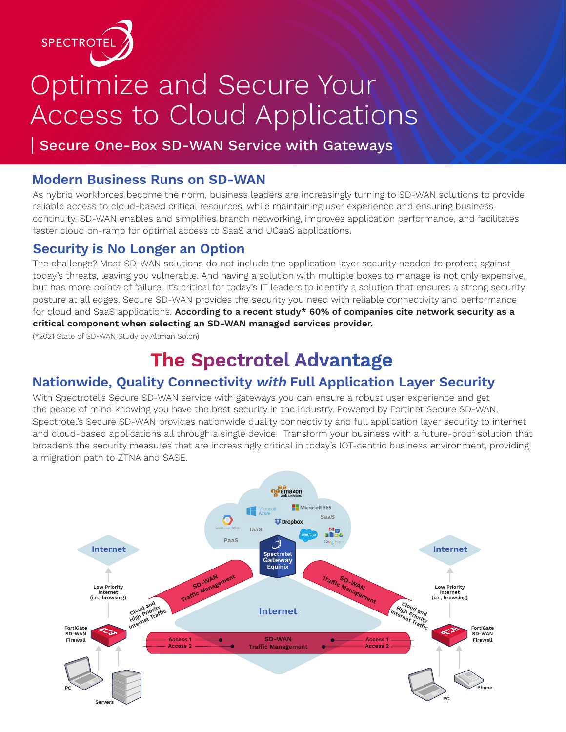# Optimize and Secure Your Access to Cloud Applications

## Secure One-Box SD-WAN Service with Gateways

## Modern Business Runs on SD-WAN

As hybrid workforces become the norm, business leaders are increasingly turning to SD-WAN solutions to provide reliable access to cloud-based critical resources, while maintaining user experience and ensuring business continuity. SD-WAN enables and simplifies branch networking, improves application performance, and facilitates faster cloud on-ramp for optimal access to SaaS and UCaaS applications.

## Security is No Longer an Option

The challenge? Most SD-WAN solutions do not include the application layer security needed to protect against today's threats, leaving you vulnerable. And having a solution with multiple boxes to manage is not only expensive, but has more points of failure. It's critical for today's IT leaders to identify a solution that ensures a strong security posture at all edges. Secure SD-WAN provides the security you need with reliable connectivity and performance for cloud and SaaS applications. **According to a recent study* 60% of companies cite network security as a critical component when selecting an SD-WAN managed services provider.**

(*2021 State of SD-WAN Study by Altman Solon)

# The Spectrotel Advantage

## Nationwide, Quality Connectivity *with* Full Application Layer Security

With Spectrotel's Secure SD-WAN service with gateways you can ensure a robust user experience and get the peace of mind knowing you have the best security in the industry. Powered by Fortinet Secure SD-WAN, Spectrotel's Secure SD-WAN provides nationwide quality connectivity and full application layer security to internet and cloud-based applications all through a single device. Transform your business with a future-proof solution that broadens the security measures that are increasingly critical in today's IOT-centric business environment, providing a migration path to ZTNA and SASE.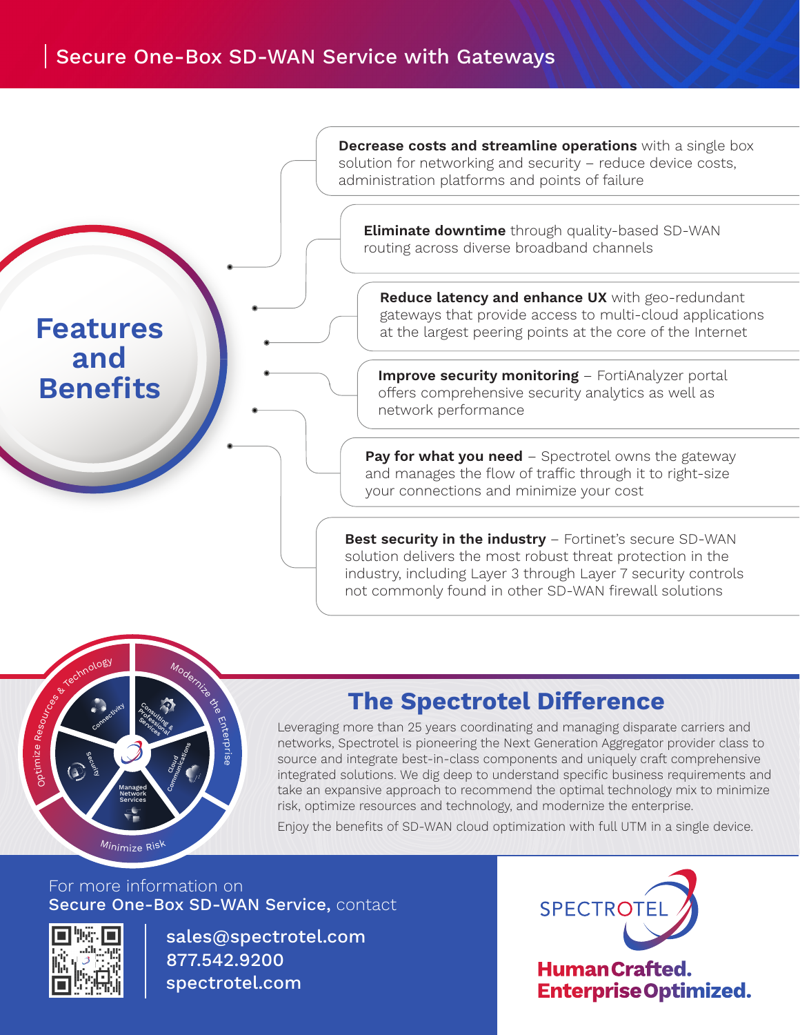## Secure One-Box SD-WAN Service with Gateways

# Features and Benefits

- **Decrease costs and streamline operations** with a single box solution for networking and security – reduce device costs, administration platforms and points of failure
- **Eliminate downtime** through quality-based SD-WAN routing across diverse broadband channels
- **Reduce latency and enhance UX** with geo-redundant gateways that provide access to multi-cloud applications at the largest peering points at the core of the Internet
- **Improve security monitoring** – FortiAnalyzer portal offers comprehensive security analytics as well as network performance
- **Pay for what you need** – Spectrotel owns the gateway and manages the flow of traffic through it to right-size your connections and minimize your cost
- **Best security in the industry** – Fortinet's secure SD-WAN solution delivers the most robust threat protection in the industry, including Layer 3 through Layer 7 security controls not commonly found in other SD-WAN firewall solutions

Optimize Resources & Technology
Modernize the Enterprise
Minimize Risk
Connectivity
Consulting & Professional Services
Cloud Communications
Managed Network Services
Security

## The Spectrotel Difference

Leveraging more than 25 years coordinating and managing disparate carriers and networks, Spectrotel is pioneering the Next Generation Aggregator provider class to source and integrate best-in-class components and uniquely craft comprehensive integrated solutions. We dig deep to understand specific business requirements and take an expansive approach to recommend the optimal technology mix to minimize risk, optimize resources and technology, and modernize the enterprise.

Enjoy the benefits of SD-WAN cloud optimization with full UTM in a single device.

For more information on **Secure One-Box SD-WAN Service,** contact

sales@spectrotel.com
877.542.9200
spectrotel.com

SPECTROTEL

**Human Crafted. Enterprise Optimized.**